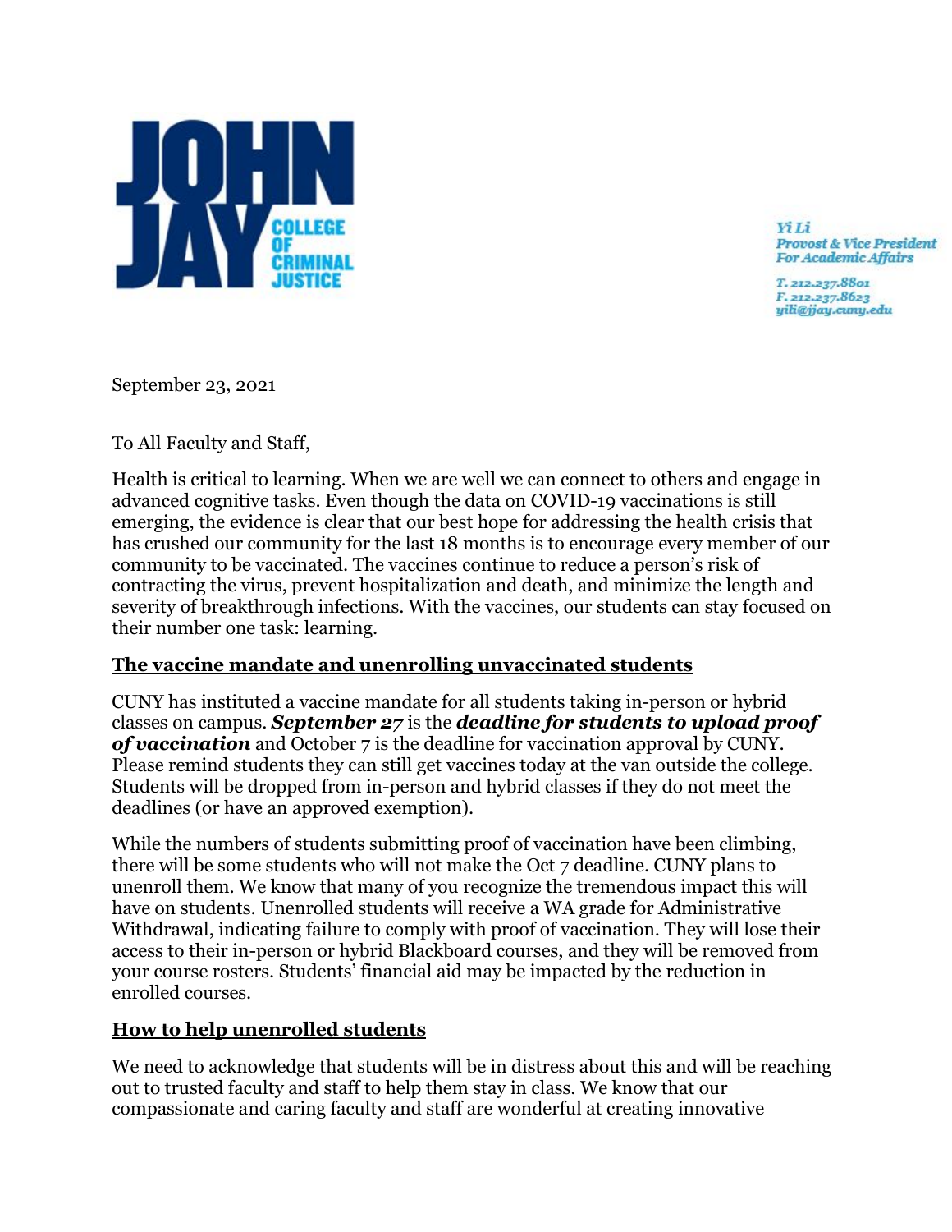JOHN JAY COLLEGE OF CRIMINAL JUSTICE

*Yi Li*
*Provost & Vice President For Academic Affairs*

*T. 212.237.8801*
*F. 212.237.8623*
*yili@jjay.cuny.edu*

September 23, 2021

To All Faculty and Staff,

Health is critical to learning. When we are well we can connect to others and engage in advanced cognitive tasks. Even though the data on COVID-19 vaccinations is still emerging, the evidence is clear that our best hope for addressing the health crisis that has crushed our community for the last 18 months is to encourage every member of our community to be vaccinated. The vaccines continue to reduce a person's risk of contracting the virus, prevent hospitalization and death, and minimize the length and severity of breakthrough infections. With the vaccines, our students can stay focused on their number one task: learning.

## The vaccine mandate and unenrolling unvaccinated students

CUNY has instituted a vaccine mandate for all students taking in-person or hybrid classes on campus. ***September 27*** is the ***deadline for students to upload proof of vaccination*** and October 7 is the deadline for vaccination approval by CUNY. Please remind students they can still get vaccines today at the van outside the college. Students will be dropped from in-person and hybrid classes if they do not meet the deadlines (or have an approved exemption).

While the numbers of students submitting proof of vaccination have been climbing, there will be some students who will not make the Oct 7 deadline. CUNY plans to unenroll them. We know that many of you recognize the tremendous impact this will have on students. Unenrolled students will receive a WA grade for Administrative Withdrawal, indicating failure to comply with proof of vaccination. They will lose their access to their in-person or hybrid Blackboard courses, and they will be removed from your course rosters. Students' financial aid may be impacted by the reduction in enrolled courses.

## How to help unenrolled students

We need to acknowledge that students will be in distress about this and will be reaching out to trusted faculty and staff to help them stay in class. We know that our compassionate and caring faculty and staff are wonderful at creating innovative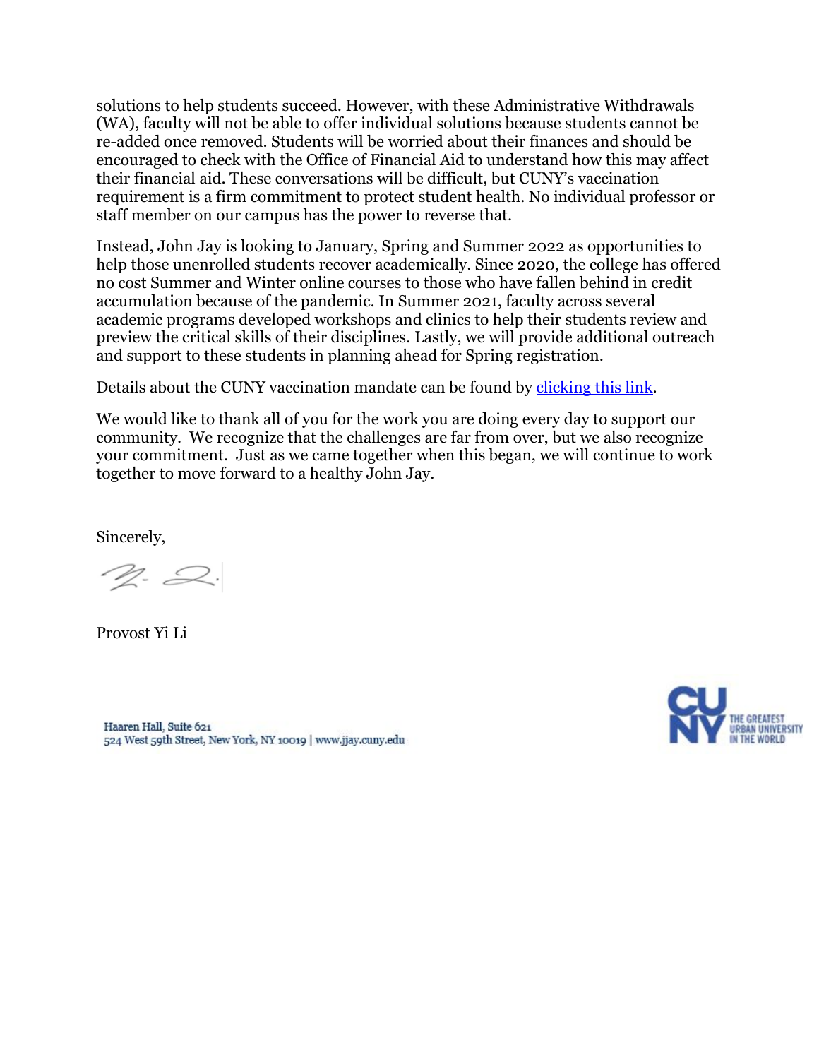solutions to help students succeed. However, with these Administrative Withdrawals (WA), faculty will not be able to offer individual solutions because students cannot be re-added once removed. Students will be worried about their finances and should be encouraged to check with the Office of Financial Aid to understand how this may affect their financial aid. These conversations will be difficult, but CUNY's vaccination requirement is a firm commitment to protect student health. No individual professor or staff member on our campus has the power to reverse that.

Instead, John Jay is looking to January, Spring and Summer 2022 as opportunities to help those unenrolled students recover academically. Since 2020, the college has offered no cost Summer and Winter online courses to those who have fallen behind in credit accumulation because of the pandemic. In Summer 2021, faculty across several academic programs developed workshops and clinics to help their students review and preview the critical skills of their disciplines. Lastly, we will provide additional outreach and support to these students in planning ahead for Spring registration.

Details about the CUNY vaccination mandate can be found by [clicking this link].

We would like to thank all of you for the work you are doing every day to support our community. We recognize that the challenges are far from over, but we also recognize your commitment. Just as we came together when this began, we will continue to work together to move forward to a healthy John Jay.

Sincerely,

Provost Yi Li

Haaren Hall, Suite 621
524 West 59th Street, New York, NY 10019 | www.jjay.cuny.edu

CUNY THE GREATEST URBAN UNIVERSITY IN THE WORLD